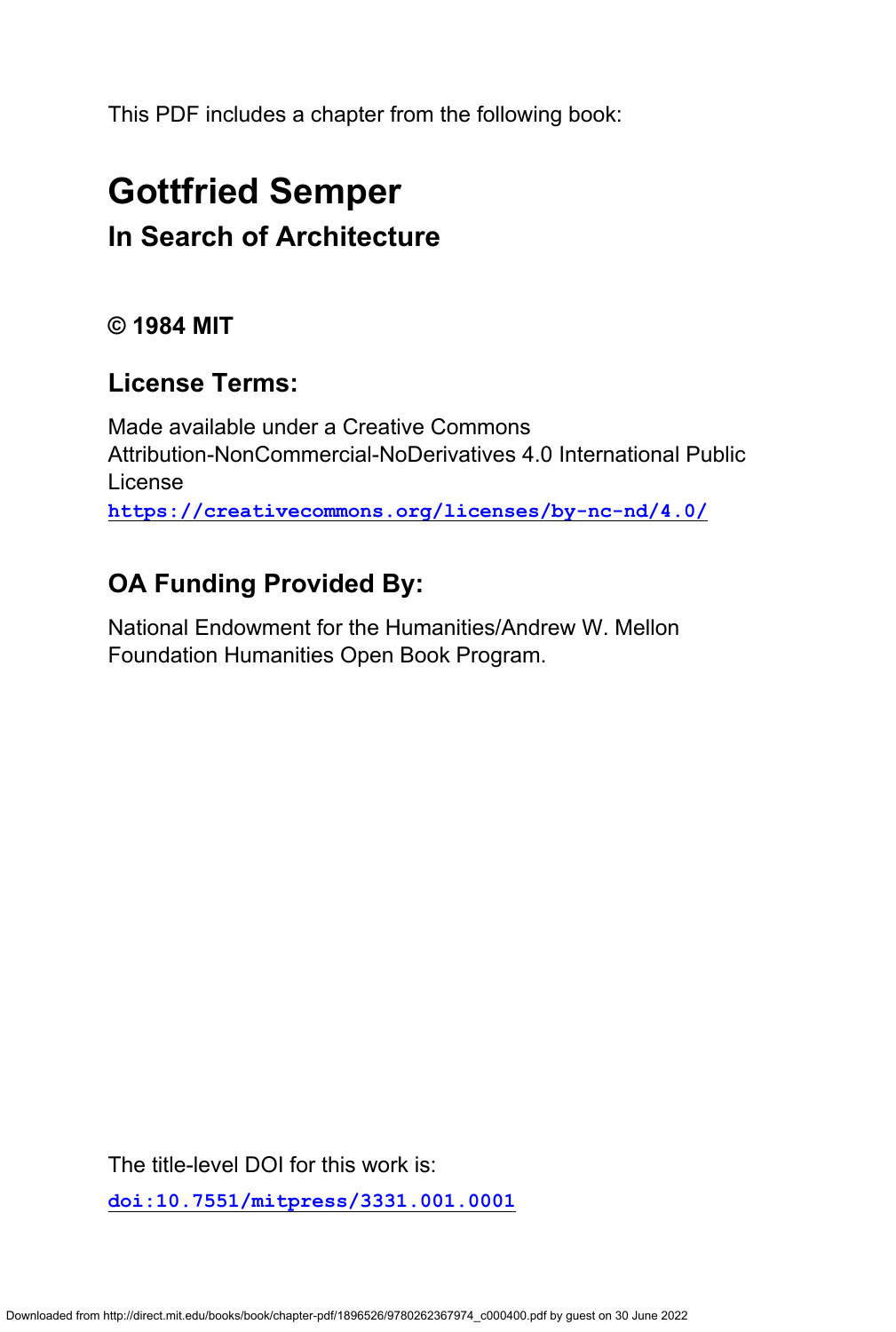This PDF includes a chapter from the following book:

# Gottfried Semper

## In Search of Architecture

### © 1984 MIT

## License Terms:

Made available under a Creative Commons Attribution-NonCommercial-NoDerivatives 4.0 International Public License

**https://creativecommons.org/licenses/by-nc-nd/4.0/**

## OA Funding Provided By:

National Endowment for the Humanities/Andrew W. Mellon Foundation Humanities Open Book Program.

The title-level DOI for this work is:

**doi:10.7551/mitpress/3331.001.0001**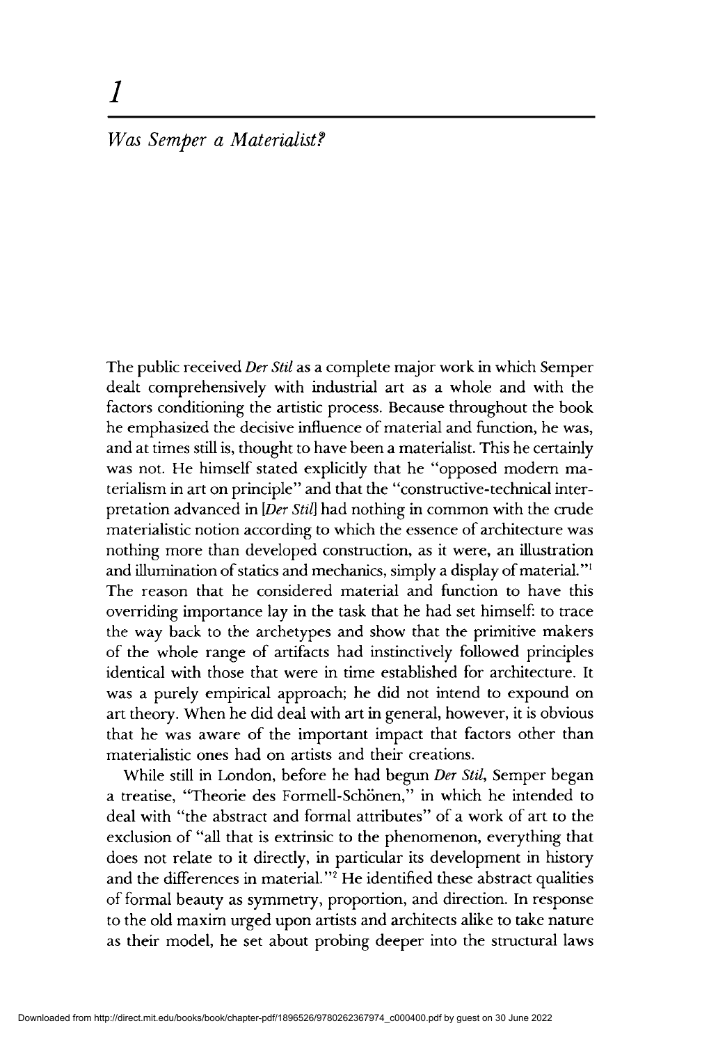# 1

## *Was Semper a Materialist?*

The public received *Der Stil* as a complete major work in which Semper dealt comprehensively with industrial art as a whole and with the factors conditioning the artistic process. Because throughout the book he emphasized the decisive influence of material and function, he was, and at times still is, thought to have been a materialist. This he certainly was not. He himself stated explicitly that he "opposed modern materialism in art on principle" and that the "constructive-technical interpretation advanced in [*Der Stil*] had nothing in common with the crude materialistic notion according to which the essence of architecture was nothing more than developed construction, as it were, an illustration and illumination of statics and mechanics, simply a display of material."[1] The reason that he considered material and function to have this overriding importance lay in the task that he had set himself: to trace the way back to the archetypes and show that the primitive makers of the whole range of artifacts had instinctively followed principles identical with those that were in time established for architecture. It was a purely empirical approach; he did not intend to expound on art theory. When he did deal with art in general, however, it is obvious that he was aware of the important impact that factors other than materialistic ones had on artists and their creations.

While still in London, before he had begun *Der Stil*, Semper began a treatise, "Theorie des Formell-Schönen," in which he intended to deal with "the abstract and formal attributes" of a work of art to the exclusion of "all that is extrinsic to the phenomenon, everything that does not relate to it directly, in particular its development in history and the differences in material."[2] He identified these abstract qualities of formal beauty as symmetry, proportion, and direction. In response to the old maxim urged upon artists and architects alike to take nature as their model, he set about probing deeper into the structural laws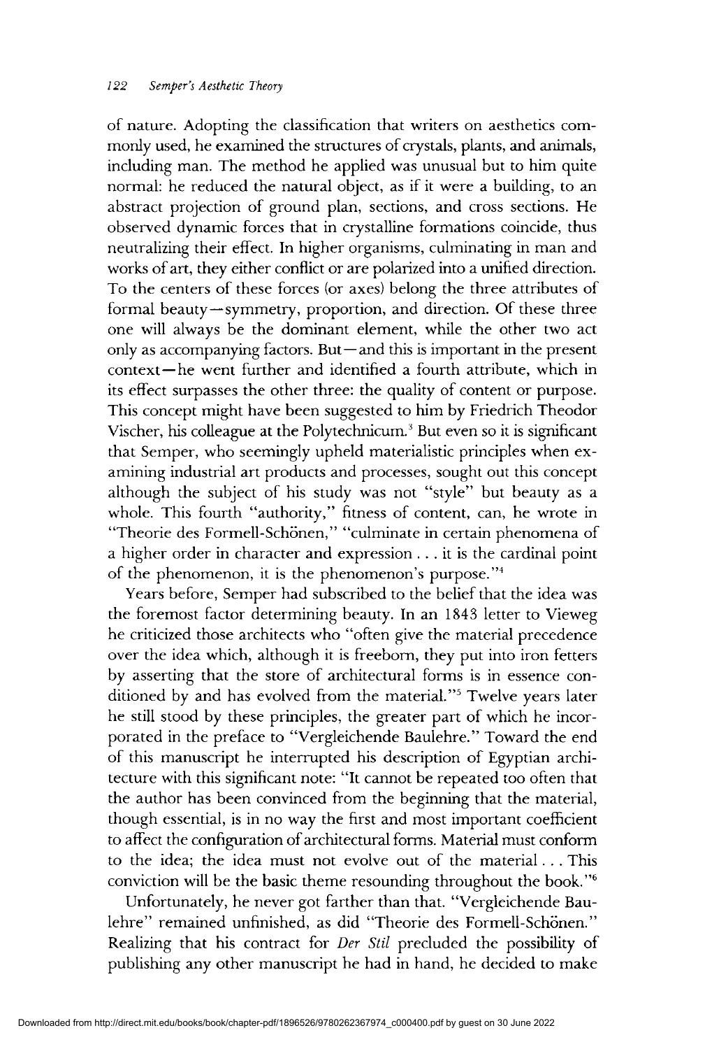of nature. Adopting the classification that writers on aesthetics commonly used, he examined the structures of crystals, plants, and animals, including man. The method he applied was unusual but to him quite normal: he reduced the natural object, as if it were a building, to an abstract projection of ground plan, sections, and cross sections. He observed dynamic forces that in crystalline formations coincide, thus neutralizing their effect. In higher organisms, culminating in man and works of art, they either conflict or are polarized into a unified direction. To the centers of these forces (or axes) belong the three attributes of formal beauty—symmetry, proportion, and direction. Of these three one will always be the dominant element, while the other two act only as accompanying factors. But—and this is important in the present context—he went further and identified a fourth attribute, which in its effect surpasses the other three: the quality of content or purpose. This concept might have been suggested to him by Friedrich Theodor Vischer, his colleague at the Polytechnicum.[3] But even so it is significant that Semper, who seemingly upheld materialistic principles when examining industrial art products and processes, sought out this concept although the subject of his study was not "style" but beauty as a whole. This fourth "authority," fitness of content, can, he wrote in "Theorie des Formell-Schönen," "culminate in certain phenomena of a higher order in character and expression . . . it is the cardinal point of the phenomenon, it is the phenomenon's purpose."[4]

Years before, Semper had subscribed to the belief that the idea was the foremost factor determining beauty. In an 1843 letter to Vieweg he criticized those architects who "often give the material precedence over the idea which, although it is freeborn, they put into iron fetters by asserting that the store of architectural forms is in essence conditioned by and has evolved from the material."[5] Twelve years later he still stood by these principles, the greater part of which he incorporated in the preface to "Vergleichende Baulehre." Toward the end of this manuscript he interrupted his description of Egyptian architecture with this significant note: "It cannot be repeated too often that the author has been convinced from the beginning that the material, though essential, is in no way the first and most important coefficient to affect the configuration of architectural forms. Material must conform to the idea; the idea must not evolve out of the material . . . This conviction will be the basic theme resounding throughout the book."[6]

Unfortunately, he never got farther than that. "Vergleichende Baulehre" remained unfinished, as did "Theorie des Formell-Schönen." Realizing that his contract for *Der Stil* precluded the possibility of publishing any other manuscript he had in hand, he decided to make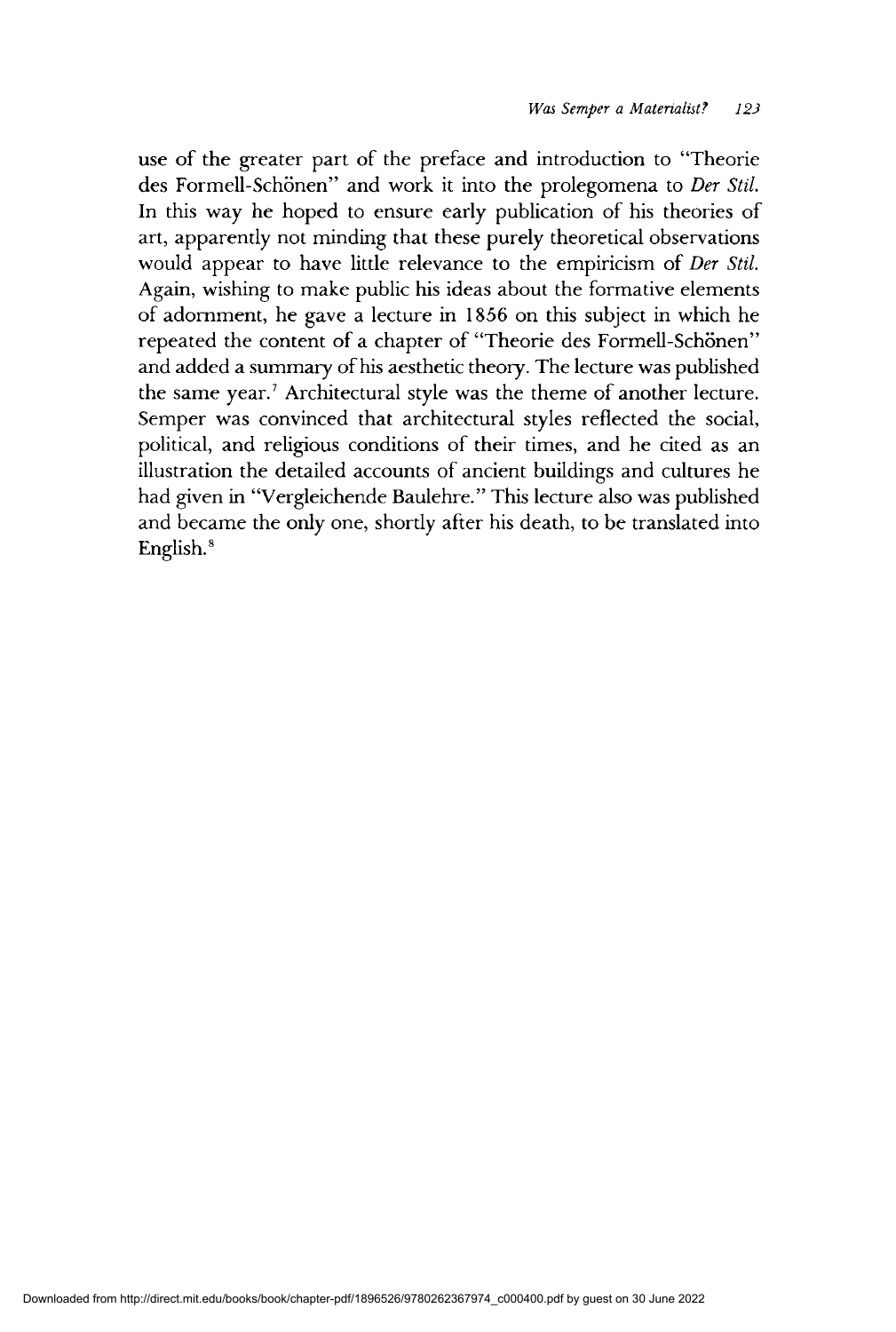use of the greater part of the preface and introduction to "Theorie des Formell-Schönen" and work it into the prolegomena to *Der Stil*. In this way he hoped to ensure early publication of his theories of art, apparently not minding that these purely theoretical observations would appear to have little relevance to the empiricism of *Der Stil*. Again, wishing to make public his ideas about the formative elements of adornment, he gave a lecture in 1856 on this subject in which he repeated the content of a chapter of "Theorie des Formell-Schönen" and added a summary of his aesthetic theory. The lecture was published the same year.[7] Architectural style was the theme of another lecture. Semper was convinced that architectural styles reflected the social, political, and religious conditions of their times, and he cited as an illustration the detailed accounts of ancient buildings and cultures he had given in "Vergleichende Baulehre." This lecture also was published and became the only one, shortly after his death, to be translated into English.[8]